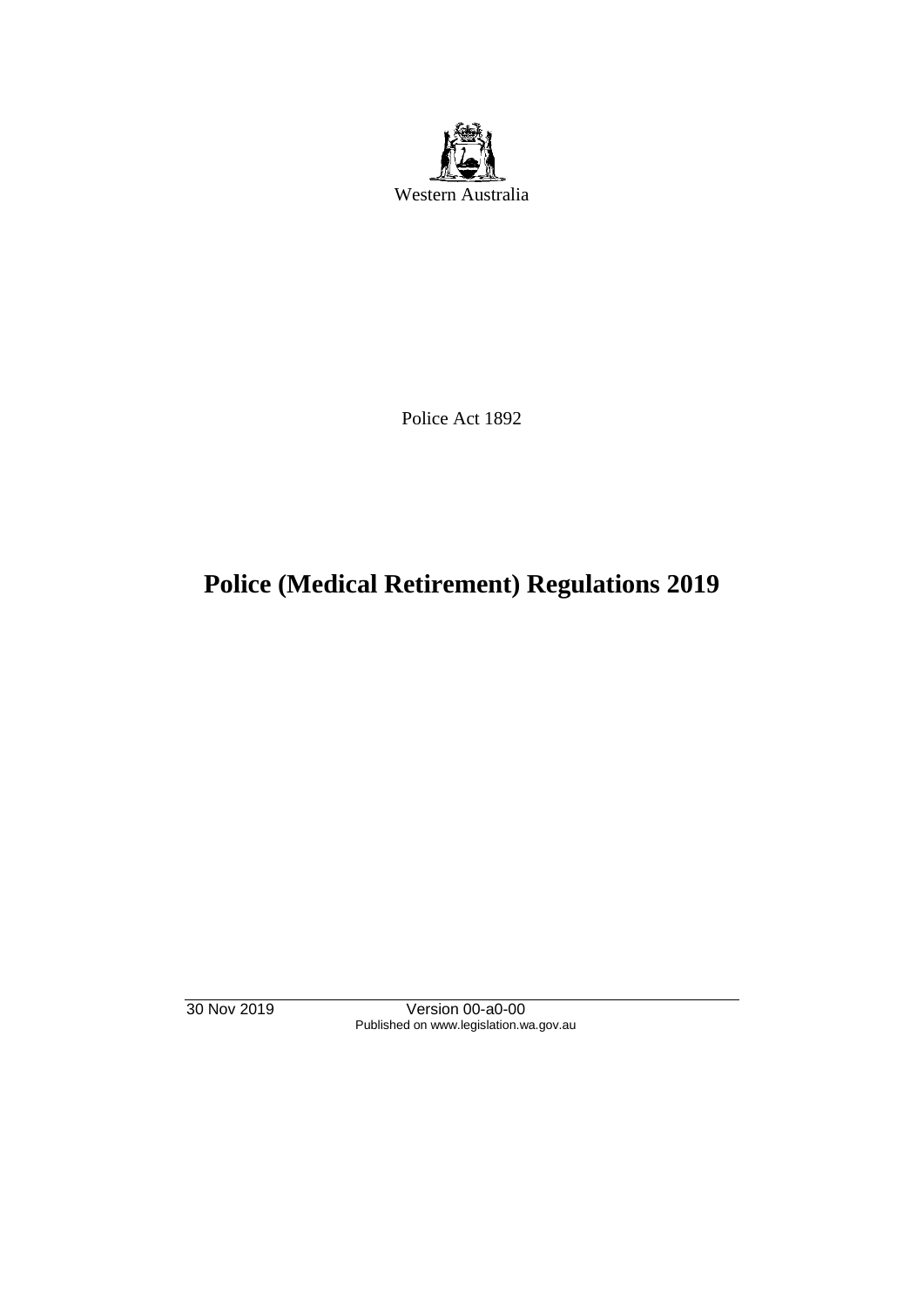Western Australia

Police Act 1892

# Police (Medical Retirement) Regulations 2019

30 Nov 2019 Version 00-a0-00
Published on www.legislation.wa.gov.au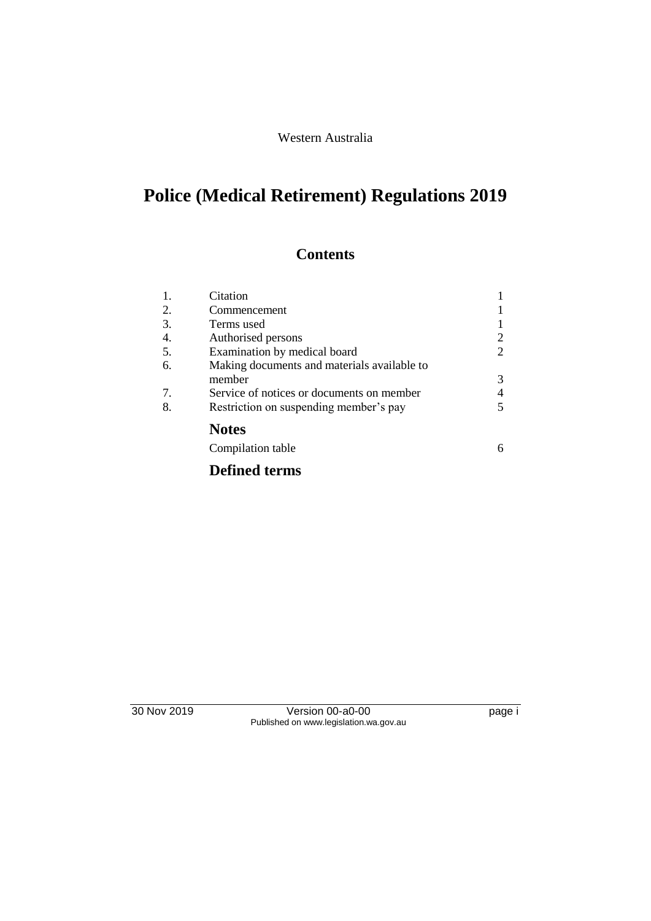Western Australia

# Police (Medical Retirement) Regulations 2019

## Contents

| | | |
|---|---|---|
| 1. | Citation | 1 |
| 2. | Commencement | 1 |
| 3. | Terms used | 1 |
| 4. | Authorised persons | 2 |
| 5. | Examination by medical board | 2 |
| 6. | Making documents and materials available to member | 3 |
| 7. | Service of notices or documents on member | 4 |
| 8. | Restriction on suspending member's pay | 5 |

**Notes**

| | |
|---|---|
| Compilation table | 6 |

**Defined terms**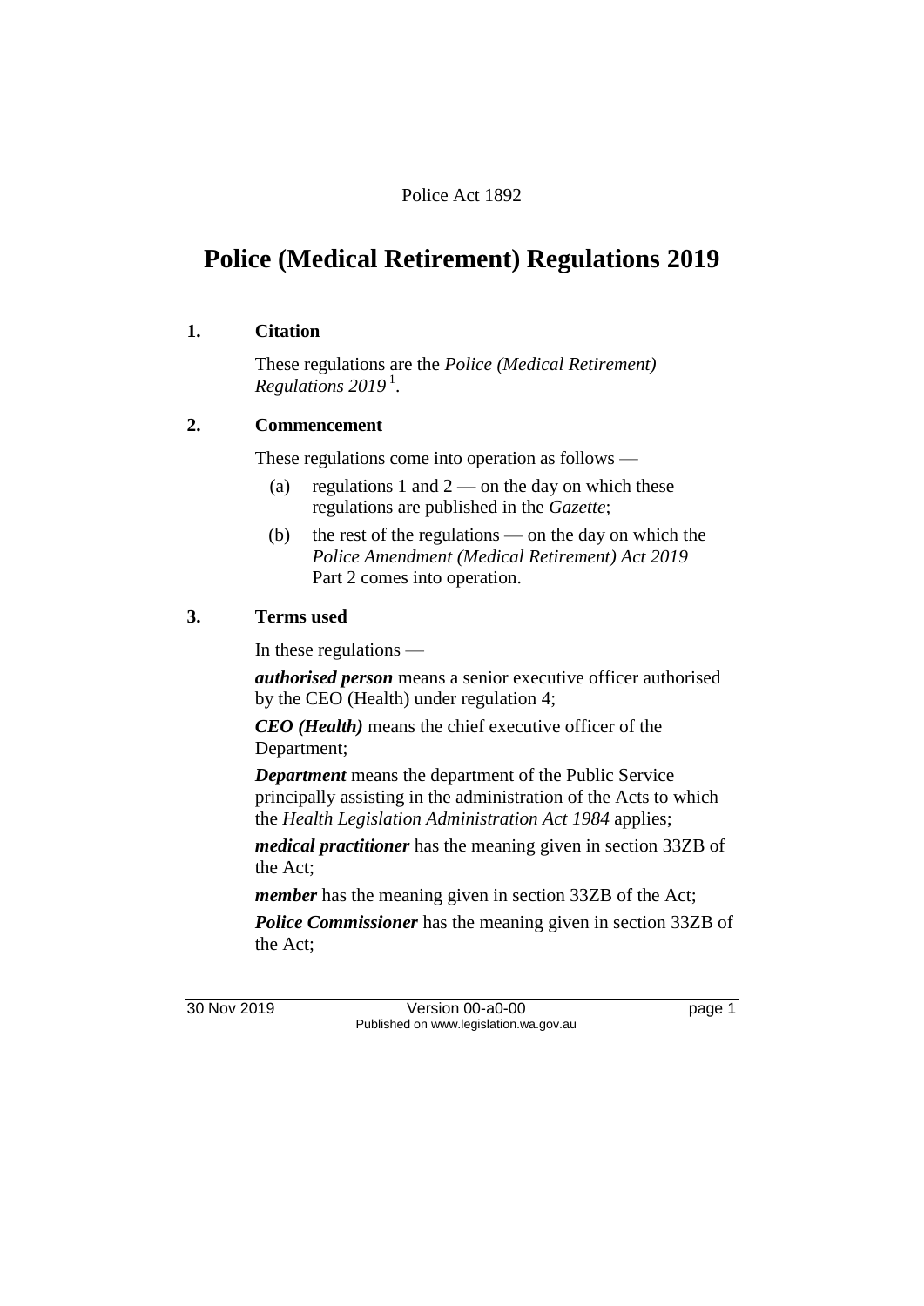Police Act 1892

# Police (Medical Retirement) Regulations 2019

## 1. Citation

These regulations are the *Police (Medical Retirement) Regulations 2019* [1].

## 2. Commencement

These regulations come into operation as follows —

(a) regulations 1 and 2 — on the day on which these regulations are published in the *Gazette*;

(b) the rest of the regulations — on the day on which the *Police Amendment (Medical Retirement) Act 2019* Part 2 comes into operation.

## 3. Terms used

In these regulations —

***authorised person*** means a senior executive officer authorised by the CEO (Health) under regulation 4;

***CEO (Health)*** means the chief executive officer of the Department;

***Department*** means the department of the Public Service principally assisting in the administration of the Acts to which the *Health Legislation Administration Act 1984* applies;

***medical practitioner*** has the meaning given in section 33ZB of the Act;

***member*** has the meaning given in section 33ZB of the Act;

***Police Commissioner*** has the meaning given in section 33ZB of the Act;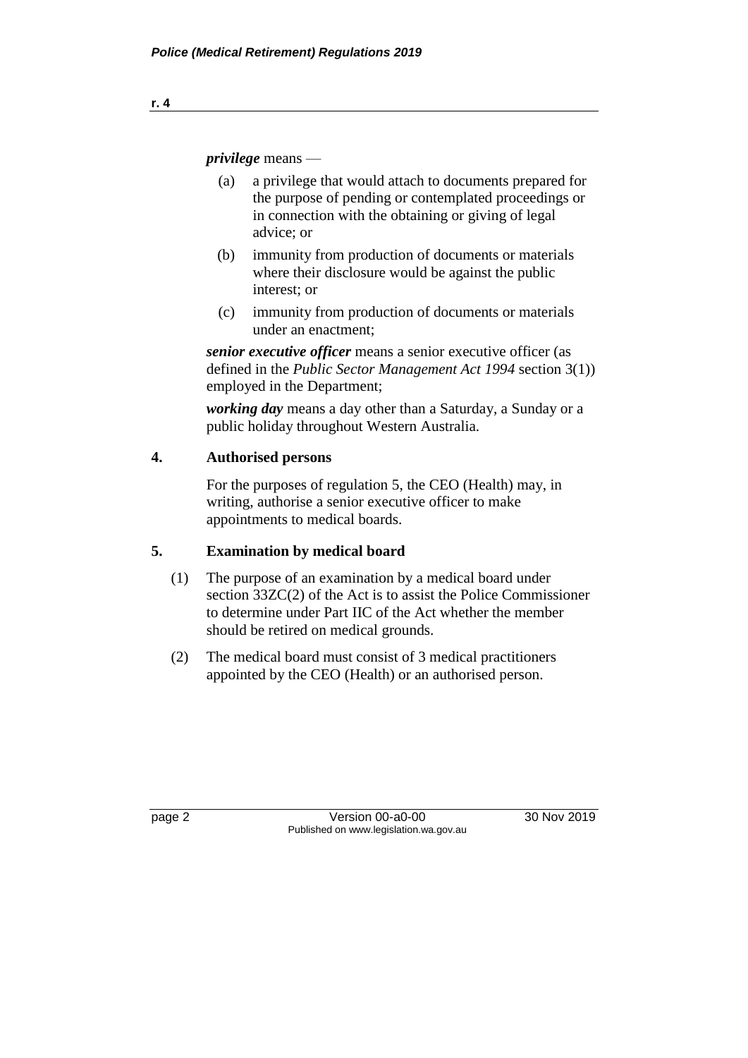***privilege*** means —

(a) a privilege that would attach to documents prepared for the purpose of pending or contemplated proceedings or in connection with the obtaining or giving of legal advice; or

(b) immunity from production of documents or materials where their disclosure would be against the public interest; or

(c) immunity from production of documents or materials under an enactment;

***senior executive officer*** means a senior executive officer (as defined in the *Public Sector Management Act 1994* section 3(1)) employed in the Department;

***working day*** means a day other than a Saturday, a Sunday or a public holiday throughout Western Australia.

## 4. Authorised persons

For the purposes of regulation 5, the CEO (Health) may, in writing, authorise a senior executive officer to make appointments to medical boards.

## 5. Examination by medical board

(1) The purpose of an examination by a medical board under section 33ZC(2) of the Act is to assist the Police Commissioner to determine under Part IIC of the Act whether the member should be retired on medical grounds.

(2) The medical board must consist of 3 medical practitioners appointed by the CEO (Health) or an authorised person.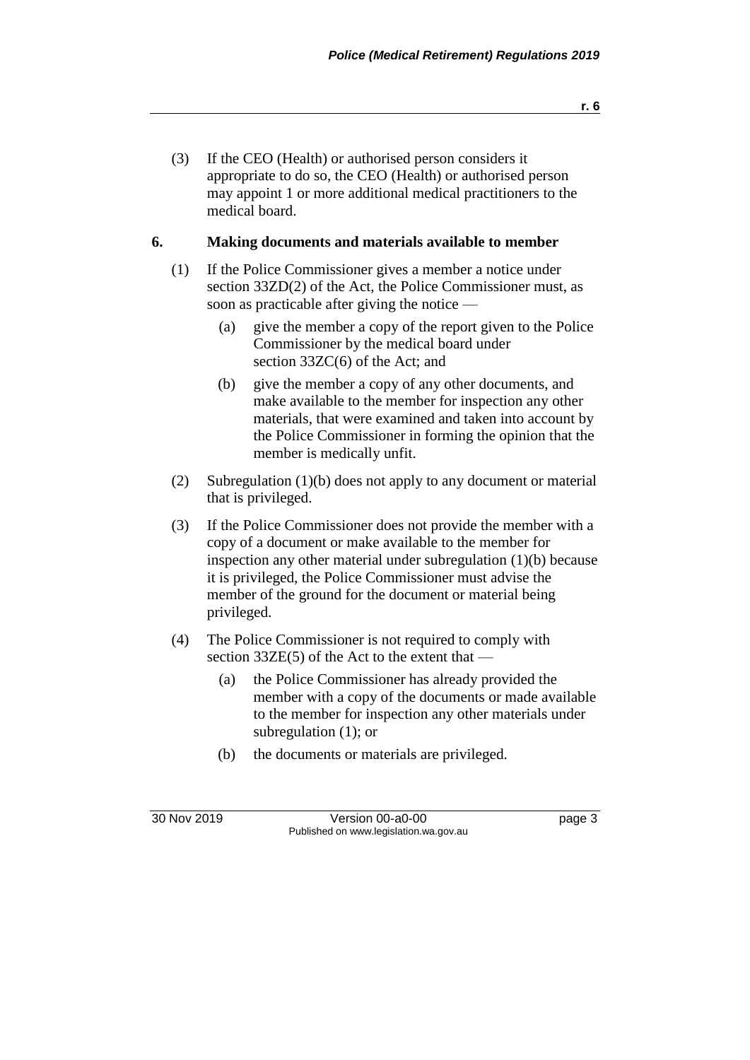(3) If the CEO (Health) or authorised person considers it appropriate to do so, the CEO (Health) or authorised person may appoint 1 or more additional medical practitioners to the medical board.

### 6. Making documents and materials available to member

(1) If the Police Commissioner gives a member a notice under section 33ZD(2) of the Act, the Police Commissioner must, as soon as practicable after giving the notice —

- (a) give the member a copy of the report given to the Police Commissioner by the medical board under section 33ZC(6) of the Act; and
- (b) give the member a copy of any other documents, and make available to the member for inspection any other materials, that were examined and taken into account by the Police Commissioner in forming the opinion that the member is medically unfit.

(2) Subregulation (1)(b) does not apply to any document or material that is privileged.

(3) If the Police Commissioner does not provide the member with a copy of a document or make available to the member for inspection any other material under subregulation (1)(b) because it is privileged, the Police Commissioner must advise the member of the ground for the document or material being privileged.

(4) The Police Commissioner is not required to comply with section 33ZE(5) of the Act to the extent that —

- (a) the Police Commissioner has already provided the member with a copy of the documents or made available to the member for inspection any other materials under subregulation (1); or
- (b) the documents or materials are privileged.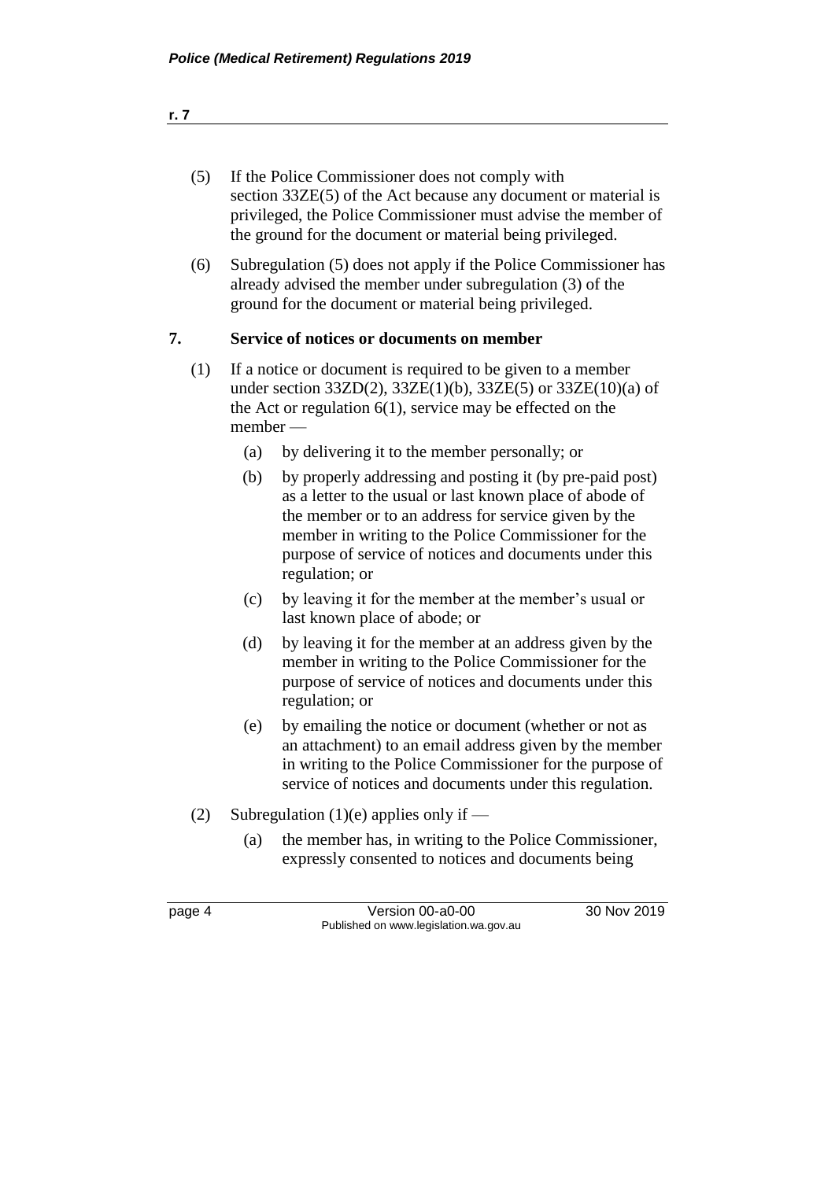(5) If the Police Commissioner does not comply with section 33ZE(5) of the Act because any document or material is privileged, the Police Commissioner must advise the member of the ground for the document or material being privileged.

(6) Subregulation (5) does not apply if the Police Commissioner has already advised the member under subregulation (3) of the ground for the document or material being privileged.

## 7. Service of notices or documents on member

(1) If a notice or document is required to be given to a member under section 33ZD(2), 33ZE(1)(b), 33ZE(5) or 33ZE(10)(a) of the Act or regulation 6(1), service may be effected on the member —

- (a) by delivering it to the member personally; or
- (b) by properly addressing and posting it (by pre-paid post) as a letter to the usual or last known place of abode of the member or to an address for service given by the member in writing to the Police Commissioner for the purpose of service of notices and documents under this regulation; or
- (c) by leaving it for the member at the member's usual or last known place of abode; or
- (d) by leaving it for the member at an address given by the member in writing to the Police Commissioner for the purpose of service of notices and documents under this regulation; or
- (e) by emailing the notice or document (whether or not as an attachment) to an email address given by the member in writing to the Police Commissioner for the purpose of service of notices and documents under this regulation.

(2) Subregulation (1)(e) applies only if —

- (a) the member has, in writing to the Police Commissioner, expressly consented to notices and documents being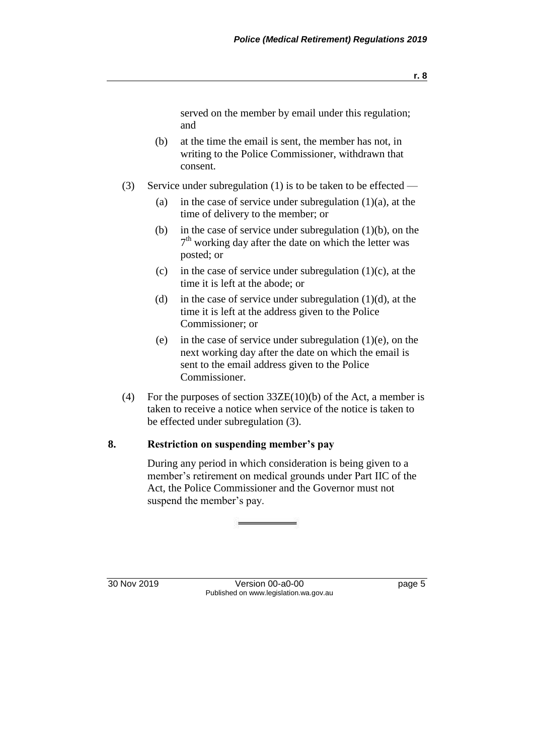served on the member by email under this regulation; and

(b) at the time the email is sent, the member has not, in writing to the Police Commissioner, withdrawn that consent.

(3) Service under subregulation (1) is to be taken to be effected —

(a) in the case of service under subregulation (1)(a), at the time of delivery to the member; or

(b) in the case of service under subregulation (1)(b), on the 7th working day after the date on which the letter was posted; or

(c) in the case of service under subregulation (1)(c), at the time it is left at the abode; or

(d) in the case of service under subregulation (1)(d), at the time it is left at the address given to the Police Commissioner; or

(e) in the case of service under subregulation (1)(e), on the next working day after the date on which the email is sent to the email address given to the Police Commissioner.

(4) For the purposes of section 33ZE(10)(b) of the Act, a member is taken to receive a notice when service of the notice is taken to be effected under subregulation (3).

## 8. Restriction on suspending member's pay

During any period in which consideration is being given to a member's retirement on medical grounds under Part IIC of the Act, the Police Commissioner and the Governor must not suspend the member's pay.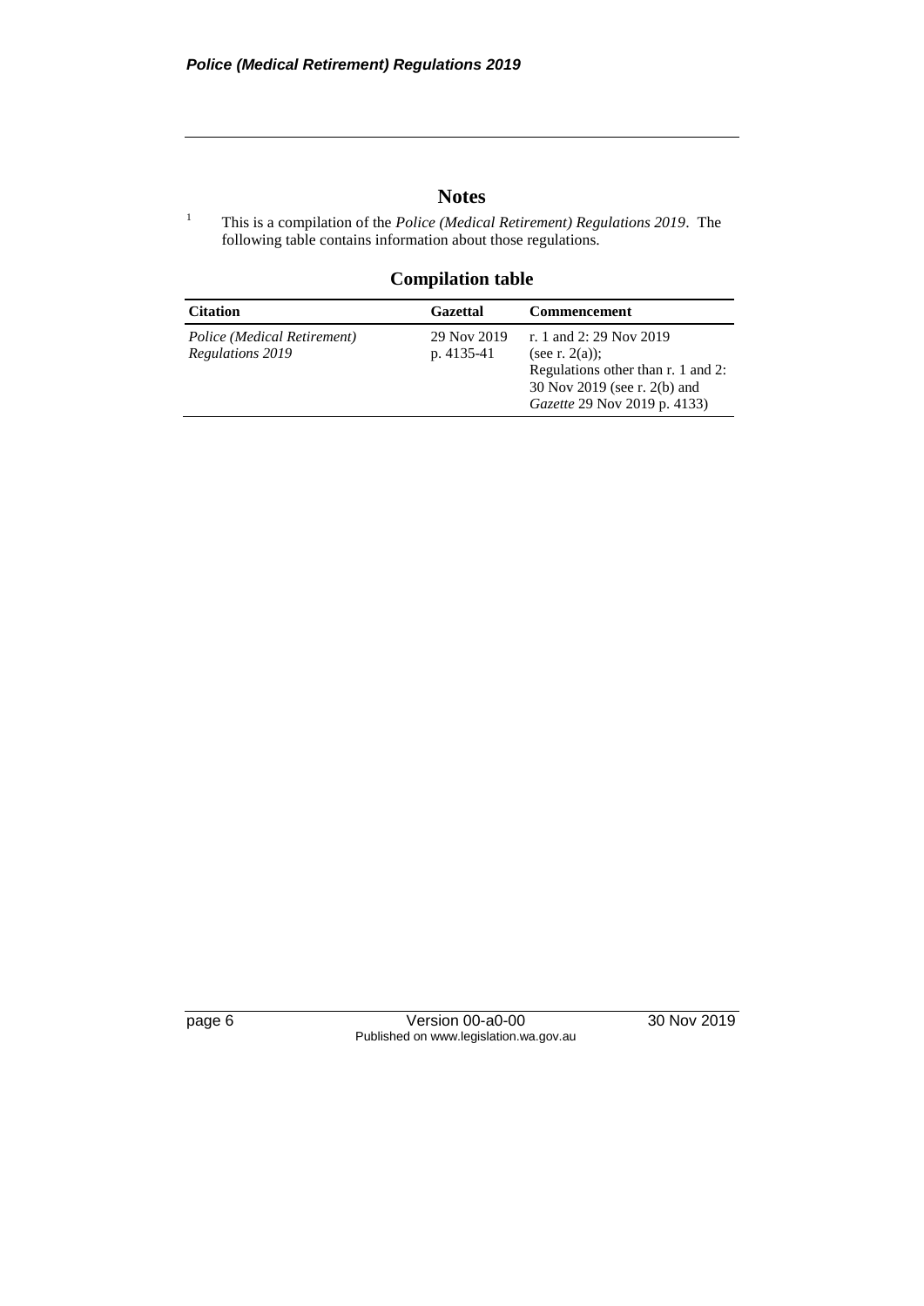## Notes

[1] This is a compilation of the *Police (Medical Retirement) Regulations 2019*. The following table contains information about those regulations.

### Compilation table

| Citation | Gazettal | Commencement |
|---|---|---|
| *Police (Medical Retirement) Regulations 2019* | 29 Nov 2019 p. 4135-41 | r. 1 and 2: 29 Nov 2019 (see r. 2(a)); Regulations other than r. 1 and 2: 30 Nov 2019 (see r. 2(b) and *Gazette* 29 Nov 2019 p. 4133) |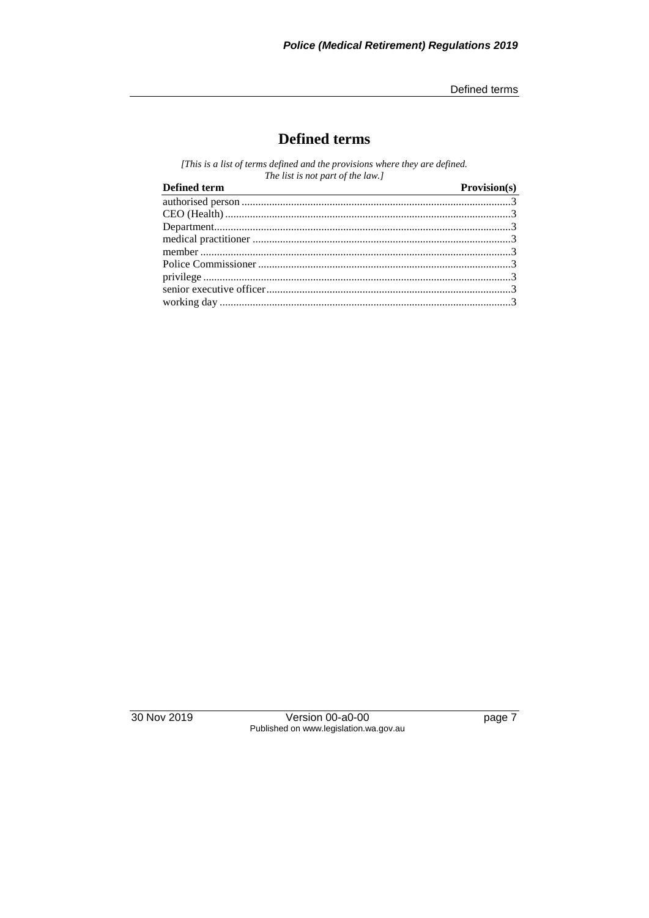# Defined terms

*[This is a list of terms defined and the provisions where they are defined. The list is not part of the law.]*

| Defined term | Provision(s) |
|---|---|
| authorised person | 3 |
| CEO (Health) | 3 |
| Department | 3 |
| medical practitioner | 3 |
| member | 3 |
| Police Commissioner | 3 |
| privilege | 3 |
| senior executive officer | 3 |
| working day | 3 |